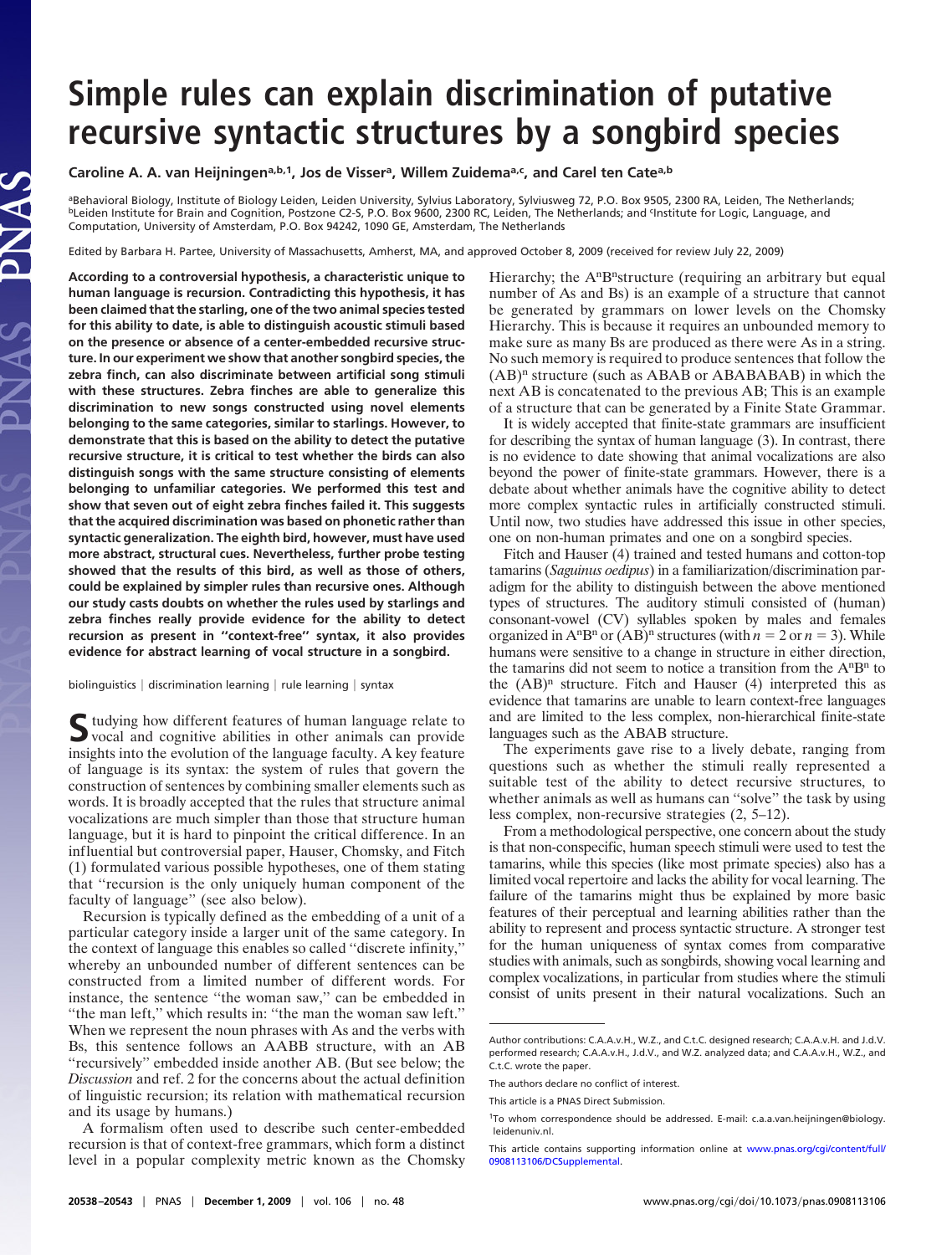# Simple rules can explain discrimination of putative recursive syntactic structures by a songbird species

Caroline A. A. van Heijningen[a,b,1], Jos de Visser[a], Willem Zuidema[a,c], and Carel ten Cate[a,b]

[a]Behavioral Biology, Institute of Biology Leiden, Leiden University, Sylvius Laboratory, Sylviusweg 72, P.O. Box 9505, 2300 RA, Leiden, The Netherlands; [b]Leiden Institute for Brain and Cognition, Postzone C2-S, P.O. Box 9600, 2300 RC, Leiden, The Netherlands; and [c]Institute for Logic, Language, and Computation, University of Amsterdam, P.O. Box 94242, 1090 GE, Amsterdam, The Netherlands

Edited by Barbara H. Partee, University of Massachusetts, Amherst, MA, and approved October 8, 2009 (received for review July 22, 2009)

**According to a controversial hypothesis, a characteristic unique to human language is recursion. Contradicting this hypothesis, it has been claimed that the starling, one of the two animal species tested for this ability to date, is able to distinguish acoustic stimuli based on the presence or absence of a center-embedded recursive structure. In our experiment we show that another songbird species, the zebra finch, can also discriminate between artificial song stimuli with these structures. Zebra finches are able to generalize this discrimination to new songs constructed using novel elements belonging to the same categories, similar to starlings. However, to demonstrate that this is based on the ability to detect the putative recursive structure, it is critical to test whether the birds can also distinguish songs with the same structure consisting of elements belonging to unfamiliar categories. We performed this test and show that seven out of eight zebra finches failed it. This suggests that the acquired discrimination was based on phonetic rather than syntactic generalization. The eighth bird, however, must have used more abstract, structural cues. Nevertheless, further probe testing showed that the results of this bird, as well as those of others, could be explained by simpler rules than recursive ones. Although our study casts doubts on whether the rules used by starlings and zebra finches really provide evidence for the ability to detect recursion as present in "context-free" syntax, it also provides evidence for abstract learning of vocal structure in a songbird.**

biolinguistics | discrimination learning | rule learning | syntax

Studying how different features of human language relate to vocal and cognitive abilities in other animals can provide insights into the evolution of the language faculty. A key feature of language is its syntax: the system of rules that govern the construction of sentences by combining smaller elements such as words. It is broadly accepted that the rules that structure animal vocalizations are much simpler than those that structure human language, but it is hard to pinpoint the critical difference. In an influential but controversial paper, Hauser, Chomsky, and Fitch (1) formulated various possible hypotheses, one of them stating that "recursion is the only uniquely human component of the faculty of language" (see also below).

Recursion is typically defined as the embedding of a unit of a particular category inside a larger unit of the same category. In the context of language this enables so called "discrete infinity," whereby an unbounded number of different sentences can be constructed from a limited number of different words. For instance, the sentence "the woman saw," can be embedded in "the man left," which results in: "the man the woman saw left." When we represent the noun phrases with As and the verbs with Bs, this sentence follows an AABB structure, with an AB "recursively" embedded inside another AB. (But see below; the *Discussion* and ref. 2 for the concerns about the actual definition of linguistic recursion; its relation with mathematical recursion and its usage by humans.)

A formalism often used to describe such center-embedded recursion is that of context-free grammars, which form a distinct level in a popular complexity metric known as the Chomsky Hierarchy; the $A^nB^n$structure (requiring an arbitrary but equal number of As and Bs) is an example of a structure that cannot be generated by grammars on lower levels on the Chomsky Hierarchy. This is because it requires an unbounded memory to make sure as many Bs are produced as there were As in a string. No such memory is required to produce sentences that follow the $(AB)^n$ structure (such as ABAB or ABABABAB) in which the next AB is concatenated to the previous AB; This is an example of a structure that can be generated by a Finite State Grammar.

It is widely accepted that finite-state grammars are insufficient for describing the syntax of human language (3). In contrast, there is no evidence to date showing that animal vocalizations are also beyond the power of finite-state grammars. However, there is a debate about whether animals have the cognitive ability to detect more complex syntactic rules in artificially constructed stimuli. Until now, two studies have addressed this issue in other species, one on non-human primates and one on a songbird species.

Fitch and Hauser (4) trained and tested humans and cotton-top tamarins (*Saguinus oedipus*) in a familiarization/discrimination paradigm for the ability to distinguish between the above mentioned types of structures. The auditory stimuli consisted of (human) consonant-vowel (CV) syllables spoken by males and females organized in $A^nB^n$ or $(AB)^n$ structures (with $n = 2$ or $n = 3$). While humans were sensitive to a change in structure in either direction, the tamarins did not seem to notice a transition from the $A^nB^n$ to the $(AB)^n$ structure. Fitch and Hauser (4) interpreted this as evidence that tamarins are unable to learn context-free languages and are limited to the less complex, non-hierarchical finite-state languages such as the ABAB structure.

The experiments gave rise to a lively debate, ranging from questions such as whether the stimuli really represented a suitable test of the ability to detect recursive structures, to whether animals as well as humans can "solve" the task by using less complex, non-recursive strategies (2, 5–12).

From a methodological perspective, one concern about the study is that non-conspecific, human speech stimuli were used to test the tamarins, while this species (like most primate species) also has a limited vocal repertoire and lacks the ability for vocal learning. The failure of the tamarins might thus be explained by more basic features of their perceptual and learning abilities rather than the ability to represent and process syntactic structure. A stronger test for the human uniqueness of syntax comes from comparative studies with animals, such as songbirds, showing vocal learning and complex vocalizations, in particular from studies where the stimuli consist of units present in their natural vocalizations. Such an

Author contributions: C.A.A.v.H., W.Z., and C.t.C. designed research; C.A.A.v.H. and J.d.V. performed research; C.A.A.v.H., J.d.V., and W.Z. analyzed data; and C.A.A.v.H., W.Z., and C.t.C. wrote the paper.

The authors declare no conflict of interest.

This article is a PNAS Direct Submission.

[1]To whom correspondence should be addressed. E-mail: c.a.a.van.heijningen@biology.leidenuniv.nl.

This article contains supporting information online at www.pnas.org/cgi/content/full/0908113106/DCSupplemental.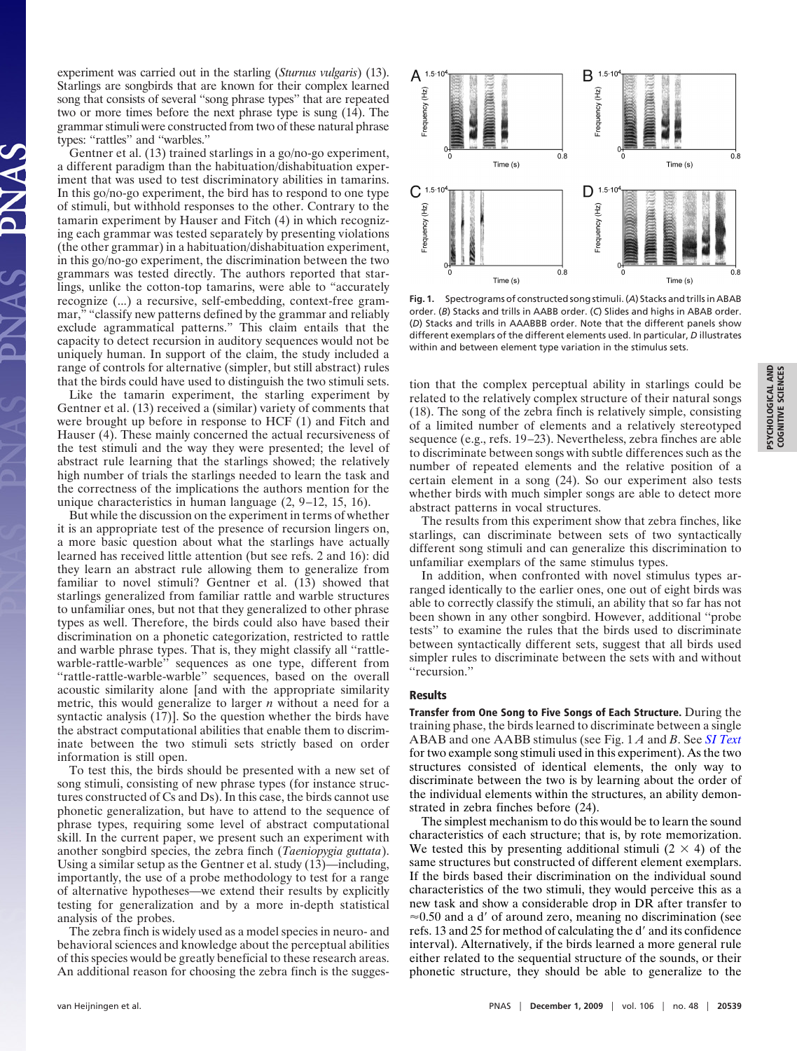experiment was carried out in the starling (*Sturnus vulgaris*) (13). Starlings are songbirds that are known for their complex learned song that consists of several "song phrase types" that are repeated two or more times before the next phrase type is sung (14). The grammar stimuli were constructed from two of these natural phrase types: "rattles" and "warbles."

Gentner et al. (13) trained starlings in a go/no-go experiment, a different paradigm than the habituation/dishabituation experiment that was used to test discriminatory abilities in tamarins. In this go/no-go experiment, the bird has to respond to one type of stimuli, but withhold responses to the other. Contrary to the tamarin experiment by Hauser and Fitch (4) in which recognizing each grammar was tested separately by presenting violations (the other grammar) in a habituation/dishabituation experiment, in this go/no-go experiment, the discrimination between the two grammars was tested directly. The authors reported that starlings, unlike the cotton-top tamarins, were able to "accurately recognize (...) a recursive, self-embedding, context-free grammar," "classify new patterns defined by the grammar and reliably exclude agrammatical patterns." This claim entails that the capacity to detect recursion in auditory sequences would not be uniquely human. In support of the claim, the study included a range of controls for alternative (simpler, but still abstract) rules that the birds could have used to distinguish the two stimuli sets.

Like the tamarin experiment, the starling experiment by Gentner et al. (13) received a (similar) variety of comments that were brought up before in response to HCF (1) and Fitch and Hauser (4). These mainly concerned the actual recursiveness of the test stimuli and the way they were presented; the level of abstract rule learning that the starlings showed; the relatively high number of trials the starlings needed to learn the task and the correctness of the implications the authors mention for the unique characteristics in human language (2, 9–12, 15, 16).

But while the discussion on the experiment in terms of whether it is an appropriate test of the presence of recursion lingers on, a more basic question about what the starlings have actually learned has received little attention (but see refs. 2 and 16): did they learn an abstract rule allowing them to generalize from familiar to novel stimuli? Gentner et al. (13) showed that starlings generalized from familiar rattle and warble structures to unfamiliar ones, but not that they generalized to other phrase types as well. Therefore, the birds could also have based their discrimination on a phonetic categorization, restricted to rattle and warble phrase types. That is, they might classify all "rattle-warble-rattle-warble" sequences as one type, different from "rattle-rattle-warble-warble" sequences, based on the overall acoustic similarity alone [and with the appropriate similarity metric, this would generalize to larger *n* without a need for a syntactic analysis (17)]. So the question whether the birds have the abstract computational abilities that enable them to discriminate between the two stimuli sets strictly based on order information is still open.

To test this, the birds should be presented with a new set of song stimuli, consisting of new phrase types (for instance structures constructed of Cs and Ds). In this case, the birds cannot use phonetic generalization, but have to attend to the sequence of phrase types, requiring some level of abstract computational skill. In the current paper, we present such an experiment with another songbird species, the zebra finch (*Taeniopygia guttata*). Using a similar setup as the Gentner et al. study (13)—including, importantly, the use of a probe methodology to test for a range of alternative hypotheses—we extend their results by explicitly testing for generalization and by a more in-depth statistical analysis of the probes.

The zebra finch is widely used as a model species in neuro- and behavioral sciences and knowledge about the perceptual abilities of this species would be greatly beneficial to these research areas. An additional reason for choosing the zebra finch is the suggestion that the complex perceptual ability in starlings could be related to the relatively complex structure of their natural songs (18). The song of the zebra finch is relatively simple, consisting of a limited number of elements and a relatively stereotyped sequence (e.g., refs. 19–23). Nevertheless, zebra finches are able to discriminate between songs with subtle differences such as the number of repeated elements and the relative position of a certain element in a song (24). So our experiment also tests whether birds with much simpler songs are able to detect more abstract patterns in vocal structures.

The results from this experiment show that zebra finches, like starlings, can discriminate between sets of two syntactically different song stimuli and can generalize this discrimination to unfamiliar exemplars of the same stimulus types.

In addition, when confronted with novel stimulus types arranged identically to the earlier ones, one out of eight birds was able to correctly classify the stimuli, an ability that so far has not been shown in any other songbird. However, additional "probe tests" to examine the rules that the birds used to discriminate between syntactically different sets, suggest that all birds used simpler rules to discriminate between the sets with and without "recursion."

A
1.5·10^4
Frequency (Hz)
0
0
0.8
Time (s)

B
1.5·10^4
Frequency (Hz)
0
0
0.8
Time (s)

C
1.5·10^4
Frequency (Hz)
0
0
0.8
Time (s)

D
1.5·10^4
Frequency (Hz)
0
0
0.8
Time (s)

**Fig. 1.** Spectrograms of constructed song stimuli. (*A*) Stacks and trills in ABAB order. (*B*) Stacks and trills in AABB order. (*C*) Slides and highs in ABAB order. (*D*) Stacks and trills in AAABBB order. Note that the different panels show different exemplars of the different elements used. In particular, *D* illustrates within and between element type variation in the stimulus sets.

## Results

**Transfer from One Song to Five Songs of Each Structure.** During the training phase, the birds learned to discriminate between a single ABAB and one AABB stimulus (see Fig. 1 *A* and *B*. See *SI Text* for two example song stimuli used in this experiment). As the two structures consisted of identical elements, the only way to discriminate between the two is by learning about the order of the individual elements within the structures, an ability demonstrated in zebra finches before (24).

The simplest mechanism to do this would be to learn the sound characteristics of each structure; that is, by rote memorization. We tested this by presenting additional stimuli ($2 \times 4$) of the same structures but constructed of different element exemplars. If the birds based their discrimination on the individual sound characteristics of the two stimuli, they would perceive this as a new task and show a considerable drop in DR after transfer to $\approx$0.50 and a d′ of around zero, meaning no discrimination (see refs. 13 and 25 for method of calculating the d′ and its confidence interval). Alternatively, if the birds learned a more general rule either related to the sequential structure of the sounds, or their phonetic structure, they should be able to generalize to the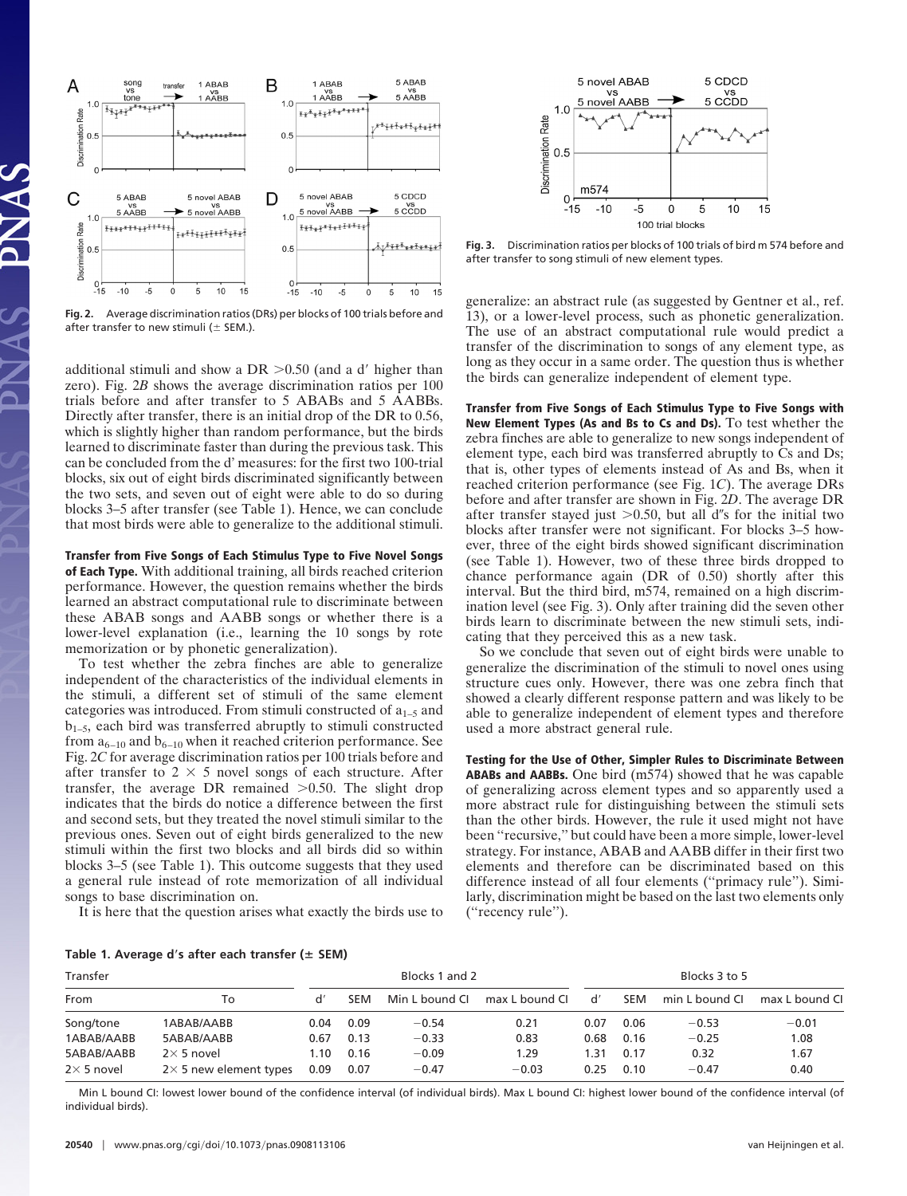Fig. 2. Average discrimination ratios (DRs) per blocks of 100 trials before and after transfer to new stimuli (± SEM.).

additional stimuli and show a DR >0.50 (and a d′ higher than zero). Fig. 2*B* shows the average discrimination ratios per 100 trials before and after transfer to 5 ABABs and 5 AABBs. Directly after transfer, there is an initial drop of the DR to 0.56, which is slightly higher than random performance, but the birds learned to discriminate faster than during the previous task. This can be concluded from the d′ measures: for the first two 100-trial blocks, six out of eight birds discriminated significantly between the two sets, and seven out of eight were able to do so during blocks 3–5 after transfer (see Table 1). Hence, we can conclude that most birds were able to generalize to the additional stimuli.

**Transfer from Five Songs of Each Stimulus Type to Five Novel Songs of Each Type.** With additional training, all birds reached criterion performance. However, the question remains whether the birds learned an abstract computational rule to discriminate between these ABAB songs and AABB songs or whether there is a lower-level explanation (i.e., learning the 10 songs by rote memorization or by phonetic generalization).

To test whether the zebra finches are able to generalize independent of the characteristics of the individual elements in the stimuli, a different set of stimuli of the same element categories was introduced. From stimuli constructed of $a_{1-5}$ and $b_{1-5}$, each bird was transferred abruptly to stimuli constructed from $a_{6-10}$ and $b_{6-10}$ when it reached criterion performance. See Fig. 2*C* for average discrimination ratios per 100 trials before and after transfer to 2 × 5 novel songs of each structure. After transfer, the average DR remained >0.50. The slight drop indicates that the birds do notice a difference between the first and second sets, but they treated the novel stimuli similar to the previous ones. Seven out of eight birds generalized to the new stimuli within the first two blocks and all birds did so within blocks 3–5 (see Table 1). This outcome suggests that they used a general rule instead of rote memorization of all individual songs to base discrimination on.

It is here that the question arises what exactly the birds use to generalize: an abstract rule (as suggested by Gentner et al., ref. 13), or a lower-level process, such as phonetic generalization. The use of an abstract computational rule would predict a transfer of the discrimination to songs of any element type, as long as they occur in a same order. The question thus is whether the birds can generalize independent of element type.

Fig. 3. Discrimination ratios per blocks of 100 trials of bird m 574 before and after transfer to song stimuli of new element types.

**Transfer from Five Songs of Each Stimulus Type to Five Songs with New Element Types (As and Bs to Cs and Ds).** To test whether the zebra finches are able to generalize to new songs independent of element type, each bird was transferred abruptly to Cs and Ds; that is, other types of elements instead of As and Bs, when it reached criterion performance (see Fig. 1*C*). The average DRs before and after transfer are shown in Fig. 2*D*. The average DR after transfer stayed just >0.50, but all d″s for the initial two blocks after transfer were not significant. For blocks 3–5 however, three of the eight birds showed significant discrimination (see Table 1). However, two of these three birds dropped to chance performance again (DR of 0.50) shortly after this interval. But the third bird, m574, remained on a high discrimination level (see Fig. 3). Only after training did the seven other birds learn to discriminate between the new stimuli sets, indicating that they perceived this as a new task.

So we conclude that seven out of eight birds were unable to generalize the discrimination of the stimuli to novel ones using structure cues only. However, there was one zebra finch that showed a clearly different response pattern and was likely to be able to generalize independent of element types and therefore used a more abstract general rule.

**Testing for the Use of Other, Simpler Rules to Discriminate Between ABABs and AABBs.** One bird (m574) showed that he was capable of generalizing across element types and so apparently used a more abstract rule for distinguishing between the stimuli sets than the other birds. However, the rule it used might not have been "recursive," but could have been a more simple, lower-level strategy. For instance, ABAB and AABB differ in their first two elements and therefore can be discriminated based on this difference instead of all four elements ("primacy rule"). Similarly, discrimination might be based on the last two elements only ("recency rule").

**Table 1. Average d′s after each transfer (± SEM)**

| Transfer | | Blocks 1 and 2 | | | | Blocks 3 to 5 | | | |
|---|---|---|---|---|---|---|---|---|---|
| From | To | d′ | SEM | Min L bound CI | max L bound CI | d′ | SEM | min L bound CI | max L bound CI |
| Song/tone | 1ABAB/AABB | 0.04 | 0.09 | −0.54 | 0.21 | 0.07 | 0.06 | −0.53 | −0.01 |
| 1ABAB/AABB | 5ABAB/AABB | 0.67 | 0.13 | −0.33 | 0.83 | 0.68 | 0.16 | −0.25 | 1.08 |
| 5ABAB/AABB | 2× 5 novel | 1.10 | 0.16 | −0.09 | 1.29 | 1.31 | 0.17 | 0.32 | 1.67 |
| 2× 5 novel | 2× 5 new element types | 0.09 | 0.07 | −0.47 | −0.03 | 0.25 | 0.10 | −0.47 | 0.40 |

Min L bound CI: lowest lower bound of the confidence interval (of individual birds). Max L bound CI: highest lower bound of the confidence interval (of individual birds).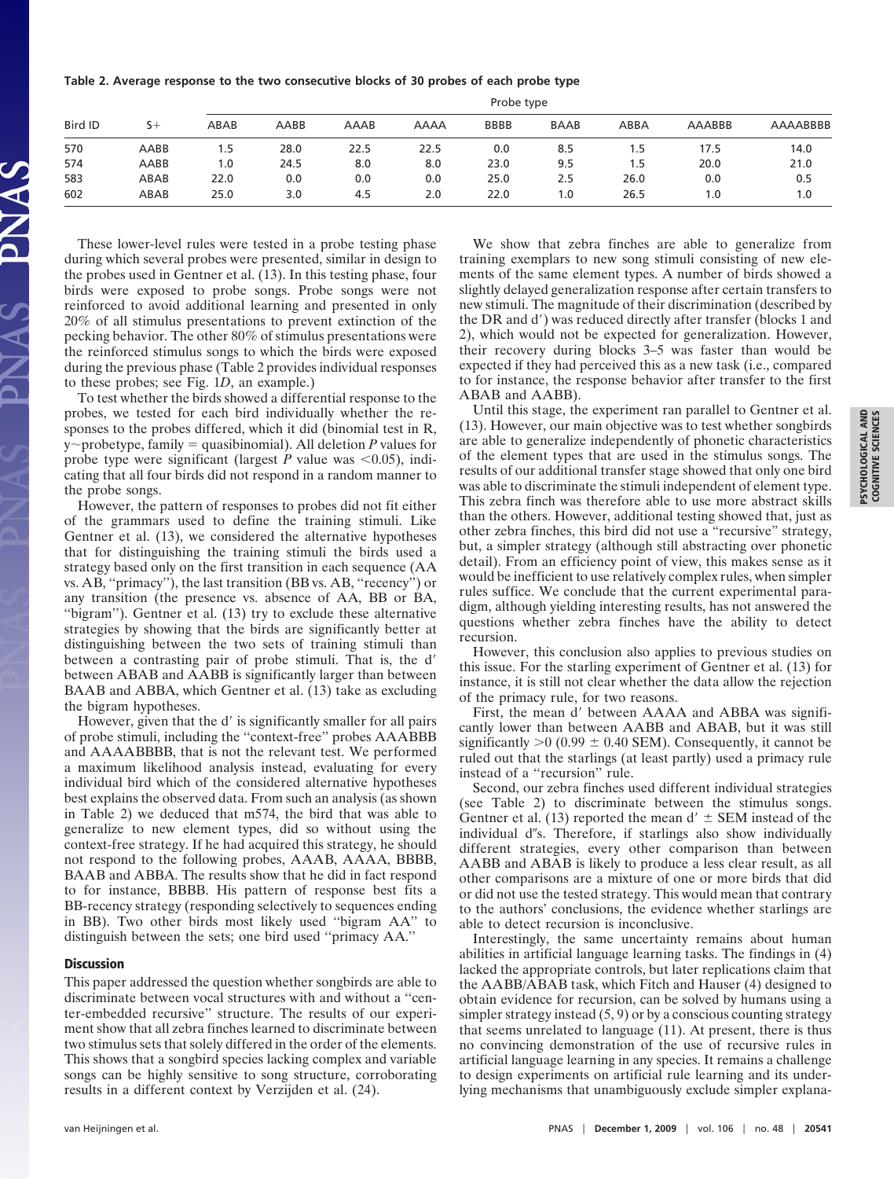**Table 2. Average response to the two consecutive blocks of 30 probes of each probe type**

| Bird ID | S+ | Probe type | | | | | | | | |
|---|---|---|---|---|---|---|---|---|---|---|
| | | ABAB | AABB | AAAB | AAAA | BBBB | BAAB | ABBA | AAABBB | AAAABBBB |
| 570 | AABB | 1.5 | 28.0 | 22.5 | 22.5 | 0.0 | 8.5 | 1.5 | 17.5 | 14.0 |
| 574 | AABB | 1.0 | 24.5 | 8.0 | 8.0 | 23.0 | 9.5 | 1.5 | 20.0 | 21.0 |
| 583 | ABAB | 22.0 | 0.0 | 0.0 | 0.0 | 25.0 | 2.5 | 26.0 | 0.0 | 0.5 |
| 602 | ABAB | 25.0 | 3.0 | 4.5 | 2.0 | 22.0 | 1.0 | 26.5 | 1.0 | 1.0 |

These lower-level rules were tested in a probe testing phase during which several probes were presented, similar in design to the probes used in Gentner et al. (13). In this testing phase, four birds were exposed to probe songs. Probe songs were not reinforced to avoid additional learning and presented in only 20% of all stimulus presentations to prevent extinction of the pecking behavior. The other 80% of stimulus presentations were the reinforced stimulus songs to which the birds were exposed during the previous phase (Table 2 provides individual responses to these probes; see Fig. 1*D*, an example.)

To test whether the birds showed a differential response to the probes, we tested for each bird individually whether the responses to the probes differed, which it did (binomial test in R, y~probetype, family = quasibinomial). All deletion *P* values for probe type were significant (largest *P* value was $<$0.05), indicating that all four birds did not respond in a random manner to the probe songs.

However, the pattern of responses to probes did not fit either of the grammars used to define the training stimuli. Like Gentner et al. (13), we considered the alternative hypotheses that for distinguishing the training stimuli the birds used a strategy based only on the first transition in each sequence (AA vs. AB, "primacy"), the last transition (BB vs. AB, "recency") or any transition (the presence vs. absence of AA, BB or BA, "bigram"). Gentner et al. (13) try to exclude these alternative strategies by showing that the birds are significantly better at distinguishing between the two sets of training stimuli than between a contrasting pair of probe stimuli. That is, the d′ between ABAB and AABB is significantly larger than between BAAB and ABBA, which Gentner et al. (13) take as excluding the bigram hypotheses.

However, given that the d′ is significantly smaller for all pairs of probe stimuli, including the "context-free" probes AAABBB and AAAABBBB, that is not the relevant test. We performed a maximum likelihood analysis instead, evaluating for every individual bird which of the considered alternative hypotheses best explains the observed data. From such an analysis (as shown in Table 2) we deduced that m574, the bird that was able to generalize to new element types, did so without using the context-free strategy. If he had acquired this strategy, he should not respond to the following probes, AAAB, AAAA, BBBB, BAAB and ABBA. The results show that he did in fact respond to for instance, BBBB. His pattern of response best fits a BB-recency strategy (responding selectively to sequences ending in BB). Two other birds most likely used "bigram AA" to distinguish between the sets; one bird used "primacy AA."

## Discussion

This paper addressed the question whether songbirds are able to discriminate between vocal structures with and without a "center-embedded recursive" structure. The results of our experiment show that all zebra finches learned to discriminate between two stimulus sets that solely differed in the order of the elements. This shows that a songbird species lacking complex and variable songs can be highly sensitive to song structure, corroborating results in a different context by Verzijden et al. (24).

We show that zebra finches are able to generalize from training exemplars to new song stimuli consisting of new elements of the same element types. A number of birds showed a slightly delayed generalization response after certain transfers to new stimuli. The magnitude of their discrimination (described by the DR and d′) was reduced directly after transfer (blocks 1 and 2), which would not be expected for generalization. However, their recovery during blocks 3–5 was faster than would be expected if they had perceived this as a new task (i.e., compared to for instance, the response behavior after transfer to the first ABAB and AABB).

Until this stage, the experiment ran parallel to Gentner et al. (13). However, our main objective was to test whether songbirds are able to generalize independently of phonetic characteristics of the element types that are used in the stimulus songs. The results of our additional transfer stage showed that only one bird was able to discriminate the stimuli independent of element type. This zebra finch was therefore able to use more abstract skills than the others. However, additional testing showed that, just as other zebra finches, this bird did not use a "recursive" strategy, but, a simpler strategy (although still abstracting over phonetic detail). From an efficiency point of view, this makes sense as it would be inefficient to use relatively complex rules, when simpler rules suffice. We conclude that the current experimental paradigm, although yielding interesting results, has not answered the questions whether zebra finches have the ability to detect recursion.

However, this conclusion also applies to previous studies on this issue. For the starling experiment of Gentner et al. (13) for instance, it is still not clear whether the data allow the rejection of the primacy rule, for two reasons.

First, the mean d′ between AAAA and ABBA was significantly lower than between AABB and ABAB, but it was still significantly $>$0 (0.99 ± 0.40 SEM). Consequently, it cannot be ruled out that the starlings (at least partly) used a primacy rule instead of a "recursion" rule.

Second, our zebra finches used different individual strategies (see Table 2) to discriminate between the stimulus songs. Gentner et al. (13) reported the mean d′ ± SEM instead of the individual d″s. Therefore, if starlings also show individually different strategies, every other comparison than between AABB and ABAB is likely to produce a less clear result, as all other comparisons are a mixture of one or more birds that did or did not use the tested strategy. This would mean that contrary to the authors' conclusions, the evidence whether starlings are able to detect recursion is inconclusive.

Interestingly, the same uncertainty remains about human abilities in artificial language learning tasks. The findings in (4) lacked the appropriate controls, but later replications claim that the AABB/ABAB task, which Fitch and Hauser (4) designed to obtain evidence for recursion, can be solved by humans using a simpler strategy instead (5, 9) or by a conscious counting strategy that seems unrelated to language (11). At present, there is thus no convincing demonstration of the use of recursive rules in artificial language learning in any species. It remains a challenge to design experiments on artificial rule learning and its underlying mechanisms that unambiguously exclude simpler explana-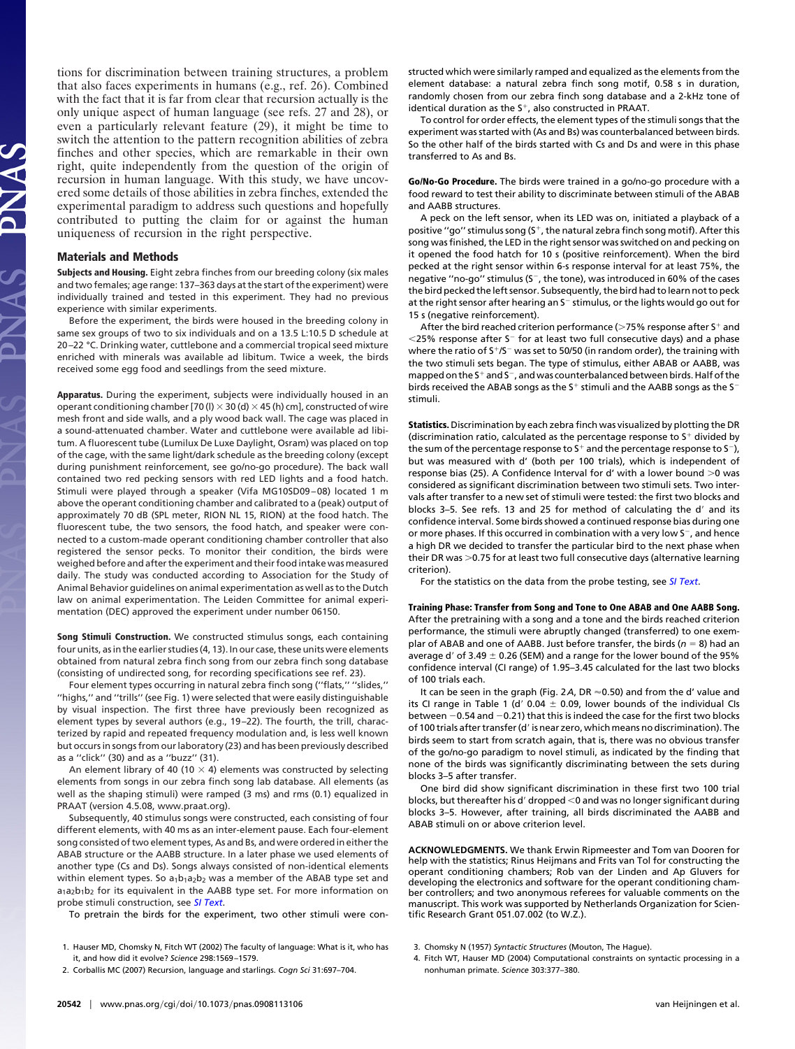tions for discrimination between training structures, a problem that also faces experiments in humans (e.g., ref. 26). Combined with the fact that it is far from clear that recursion actually is the only unique aspect of human language (see refs. 27 and 28), or even a particularly relevant feature (29), it might be time to switch the attention to the pattern recognition abilities of zebra finches and other species, which are remarkable in their own right, quite independently from the question of the origin of recursion in human language. With this study, we have uncovered some details of those abilities in zebra finches, extended the experimental paradigm to address such questions and hopefully contributed to putting the claim for or against the human uniqueness of recursion in the right perspective.

## Materials and Methods

**Subjects and Housing.** Eight zebra finches from our breeding colony (six males and two females; age range: 137–363 days at the start of the experiment) were individually trained and tested in this experiment. They had no previous experience with similar experiments.

Before the experiment, the birds were housed in the breeding colony in same sex groups of two to six individuals and on a 13.5 L:10.5 D schedule at 20–22 °C. Drinking water, cuttlebone and a commercial tropical seed mixture enriched with minerals was available ad libitum. Twice a week, the birds received some egg food and seedlings from the seed mixture.

**Apparatus.** During the experiment, subjects were individually housed in an operant conditioning chamber [70 (l) × 30 (d) × 45 (h) cm], constructed of wire mesh front and side walls, and a ply wood back wall. The cage was placed in a sound-attenuated chamber. Water and cuttlebone were available ad libitum. A fluorescent tube (Lumilux De Luxe Daylight, Osram) was placed on top of the cage, with the same light/dark schedule as the breeding colony (except during punishment reinforcement, see go/no-go procedure). The back wall contained two red pecking sensors with red LED lights and a food hatch. Stimuli were played through a speaker (Vifa MG10SD09–08) located 1 m above the operant conditioning chamber and calibrated to a (peak) output of approximately 70 dB (SPL meter, RION NL 15, RION) at the food hatch. The fluorescent tube, the two sensors, the food hatch, and speaker were connected to a custom-made operant conditioning chamber controller that also registered the sensor pecks. To monitor their condition, the birds were weighed before and after the experiment and their food intake was measured daily. The study was conducted according to Association for the Study of Animal Behavior guidelines on animal experimentation as well as to the Dutch law on animal experimentation. The Leiden Committee for animal experimentation (DEC) approved the experiment under number 06150.

**Song Stimuli Construction.** We constructed stimulus songs, each containing four units, as in the earlier studies (4, 13). In our case, these units were elements obtained from natural zebra finch song from our zebra finch song database (consisting of undirected song, for recording specifications see ref. 23).

Four element types occurring in natural zebra finch song (''flats,'' ''slides,'' ''highs,'' and ''trills'' (see Fig. 1) were selected that were easily distinguishable by visual inspection. The first three have previously been recognized as element types by several authors (e.g., 19–22). The fourth, the trill, characterized by rapid and repeated frequency modulation and, is less well known but occurs in songs from our laboratory (23) and has been previously described as a ''click'' (30) and as a ''buzz'' (31).

An element library of 40 (10 × 4) elements was constructed by selecting elements from songs in our zebra finch song lab database. All elements (as well as the shaping stimuli) were ramped (3 ms) and rms (0.1) equalized in PRAAT (version 4.5.08, www.praat.org).

Subsequently, 40 stimulus songs were constructed, each consisting of four different elements, with 40 ms as an inter-element pause. Each four-element song consisted of two element types, As and Bs, and were ordered in either the ABAB structure or the AABB structure. In a later phase we used elements of another type (Cs and Ds). Songs always consisted of non-identical elements within element types. So $a_1b_1a_2b_2$ was a member of the ABAB type set and $a_1a_2b_1b_2$ for its equivalent in the AABB type set. For more information on probe stimuli construction, see *SI Text*.

To pretrain the birds for the experiment, two other stimuli were constructed which were similarly ramped and equalized as the elements from the element database: a natural zebra finch song motif, 0.58 s in duration, randomly chosen from our zebra finch song database and a 2-kHz tone of identical duration as the $S^+$, also constructed in PRAAT.

To control for order effects, the element types of the stimuli songs that the experiment was started with (As and Bs) was counterbalanced between birds. So the other half of the birds started with Cs and Ds and were in this phase transferred to As and Bs.

**Go/No-Go Procedure.** The birds were trained in a go/no-go procedure with a food reward to test their ability to discriminate between stimuli of the ABAB and AABB structures.

A peck on the left sensor, when its LED was on, initiated a playback of a positive ''go'' stimulus song ($S^+$, the natural zebra finch song motif). After this song was finished, the LED in the right sensor was switched on and pecking on it opened the food hatch for 10 s (positive reinforcement). When the bird pecked at the right sensor within 6-s response interval for at least 75%, the negative ''no-go'' stimulus ($S^-$, the tone), was introduced in 60% of the cases the bird pecked the left sensor. Subsequently, the bird had to learn not to peck at the right sensor after hearing an $S^-$ stimulus, or the lights would go out for 15 s (negative reinforcement).

After the bird reached criterion performance (>75% response after $S^+$ and <25% response after $S^-$ for at least two full consecutive days) and a phase where the ratio of $S^+/S^-$ was set to 50/50 (in random order), the training with the two stimuli sets began. The type of stimulus, either ABAB or AABB, was mapped on the $S^+$ and $S^-$, and was counterbalanced between birds. Half of the birds received the ABAB songs as the $S^+$ stimuli and the AABB songs as the $S^-$ stimuli.

**Statistics.** Discrimination by each zebra finch was visualized by plotting the DR (discrimination ratio, calculated as the percentage response to $S^+$ divided by the sum of the percentage response to $S^+$ and the percentage response to $S^-$), but was measured with d′ (both per 100 trials), which is independent of response bias (25). A Confidence Interval for d′ with a lower bound >0 was considered as significant discrimination between two stimuli sets. Two intervals after transfer to a new set of stimuli were tested: the first two blocks and blocks 3–5. See refs. 13 and 25 for method of calculating the d′ and its confidence interval. Some birds showed a continued response bias during one or more phases. If this occurred in combination with a very low $S^-$, and hence a high DR we decided to transfer the particular bird to the next phase when their DR was >0.75 for at least two full consecutive days (alternative learning criterion).

For the statistics on the data from the probe testing, see *SI Text*.

**Training Phase: Transfer from Song and Tone to One ABAB and One AABB Song.** After the pretraining with a song and a tone and the birds reached criterion performance, the stimuli were abruptly changed (transferred) to one exemplar of ABAB and one of AABB. Just before transfer, the birds ($n = 8$) had an average d′ of 3.49 ± 0.26 (SEM) and a range for the lower bound of the 95% confidence interval (CI range) of 1.95–3.45 calculated for the last two blocks of 100 trials each.

It can be seen in the graph (Fig. 2*A*, DR ≈0.50) and from the d′ value and its CI range in Table 1 (d′ 0.04 ± 0.09, lower bounds of the individual CIs between −0.54 and −0.21) that this is indeed the case for the first two blocks of 100 trials after transfer (d′ is near zero, which means no discrimination). The birds seem to start from scratch again, that is, there was no obvious transfer of the go/no-go paradigm to novel stimuli, as indicated by the finding that none of the birds was significantly discriminating between the sets during blocks 3–5 after transfer.

One bird did show significant discrimination in these first two 100 trial blocks, but thereafter his d′ dropped <0 and was no longer significant during blocks 3–5. However, after training, all birds discriminated the AABB and ABAB stimuli on or above criterion level.

**ACKNOWLEDGMENTS.** We thank Erwin Ripmeester and Tom van Dooren for help with the statistics; Rinus Heijmans and Frits van Tol for constructing the operant conditioning chambers; Rob van der Linden and Ap Gluvers for developing the electronics and software for the operant conditioning chamber controllers; and two anonymous referees for valuable comments on the manuscript. This work was supported by Netherlands Organization for Scientific Research Grant 051.07.002 (to W.Z.).

1. Hauser MD, Chomsky N, Fitch WT (2002) The faculty of language: What is it, who has it, and how did it evolve? *Science* 298:1569–1579.
2. Corballis MC (2007) Recursion, language and starlings. *Cogn Sci* 31:697–704.
3. Chomsky N (1957) *Syntactic Structures* (Mouton, The Hague).
4. Fitch WT, Hauser MD (2004) Computational constraints on syntactic processing in a nonhuman primate. *Science* 303:377–380.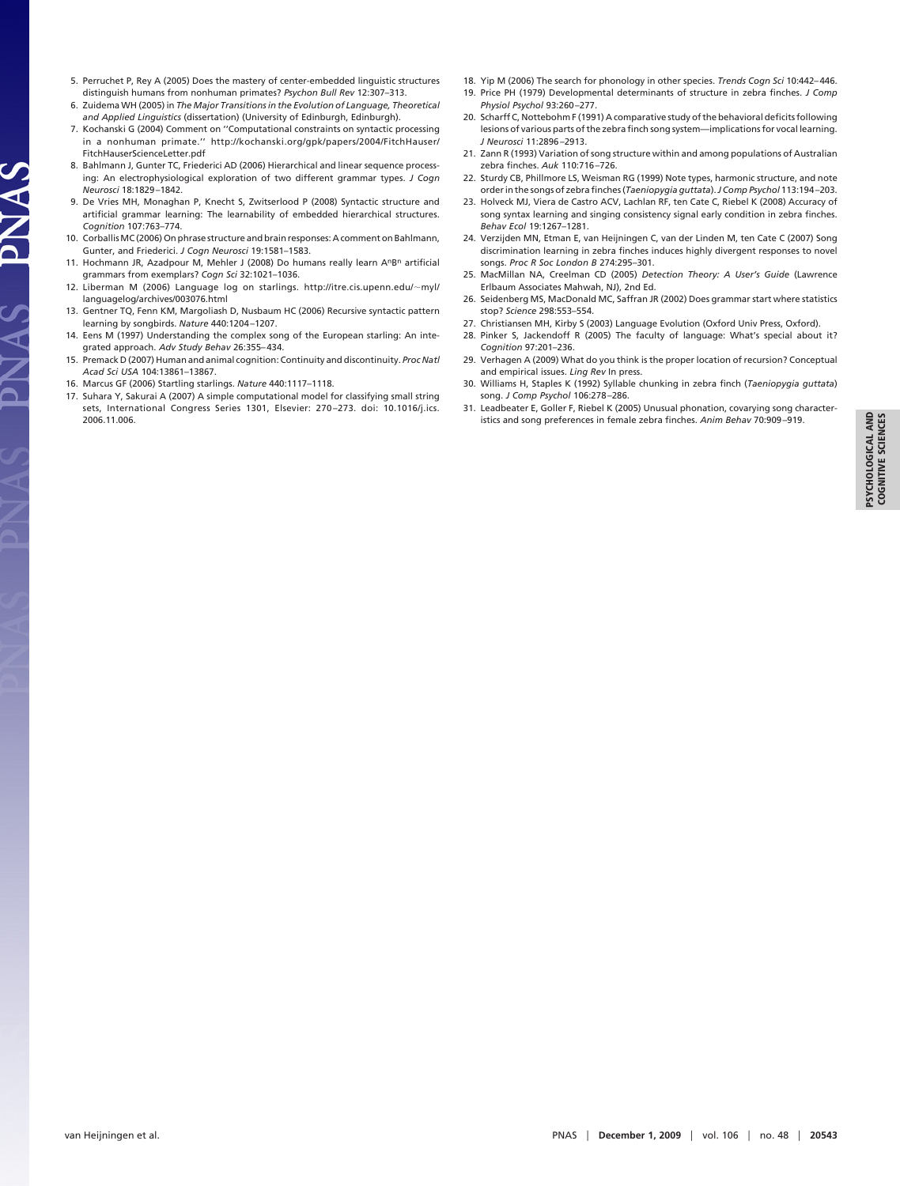5. Perruchet P, Rey A (2005) Does the mastery of center-embedded linguistic structures distinguish humans from nonhuman primates? *Psychon Bull Rev* 12:307–313.
6. Zuidema WH (2005) in *The Major Transitions in the Evolution of Language, Theoretical and Applied Linguistics* (dissertation) (University of Edinburgh, Edinburgh).
7. Kochanski G (2004) Comment on ''Computational constraints on syntactic processing in a nonhuman primate.'' http://kochanski.org/gpk/papers/2004/FitchHauser/FitchHauserScienceLetter.pdf
8. Bahlmann J, Gunter TC, Friederici AD (2006) Hierarchical and linear sequence processing: An electrophysiological exploration of two different grammar types. *J Cogn Neurosci* 18:1829–1842.
9. De Vries MH, Monaghan P, Knecht S, Zwitserlood P (2008) Syntactic structure and artificial grammar learning: The learnability of embedded hierarchical structures. *Cognition* 107:763–774.
10. Corballis MC (2006) On phrase structure and brain responses: A comment on Bahlmann, Gunter, and Friederici. *J Cogn Neurosci* 19:1581–1583.
11. Hochmann JR, Azadpour M, Mehler J (2008) Do humans really learn $A^nB^n$ artificial grammars from exemplars? *Cogn Sci* 32:1021–1036.
12. Liberman M (2006) Language log on starlings. http://itre.cis.upenn.edu/~myl/languagelog/archives/003076.html
13. Gentner TQ, Fenn KM, Margoliash D, Nusbaum HC (2006) Recursive syntactic pattern learning by songbirds. *Nature* 440:1204–1207.
14. Eens M (1997) Understanding the complex song of the European starling: An integrated approach. *Adv Study Behav* 26:355–434.
15. Premack D (2007) Human and animal cognition: Continuity and discontinuity. *Proc Natl Acad Sci USA* 104:13861–13867.
16. Marcus GF (2006) Startling starlings. *Nature* 440:1117–1118.
17. Suhara Y, Sakurai A (2007) A simple computational model for classifying small string sets, International Congress Series 1301, Elsevier: 270–273. doi: 10.1016/j.ics.2006.11.006.
18. Yip M (2006) The search for phonology in other species. *Trends Cogn Sci* 10:442–446.
19. Price PH (1979) Developmental determinants of structure in zebra finches. *J Comp Physiol Psychol* 93:260–277.
20. Scharff C, Nottebohm F (1991) A comparative study of the behavioral deficits following lesions of various parts of the zebra finch song system—implications for vocal learning. *J Neurosci* 11:2896–2913.
21. Zann R (1993) Variation of song structure within and among populations of Australian zebra finches. *Auk* 110:716–726.
22. Sturdy CB, Phillmore LS, Weisman RG (1999) Note types, harmonic structure, and note order in the songs of zebra finches (*Taeniopygia guttata*). *J Comp Psychol* 113:194–203.
23. Holveck MJ, Viera de Castro ACV, Lachlan RF, ten Cate C, Riebel K (2008) Accuracy of song syntax learning and singing consistency signal early condition in zebra finches. *Behav Ecol* 19:1267–1281.
24. Verzijden MN, Etman E, van Heijningen C, van der Linden M, ten Cate C (2007) Song discrimination learning in zebra finches induces highly divergent responses to novel songs. *Proc R Soc London B* 274:295–301.
25. MacMillan NA, Creelman CD (2005) *Detection Theory: A User's Guide* (Lawrence Erlbaum Associates Mahwah, NJ), 2nd Ed.
26. Seidenberg MS, MacDonald MC, Saffran JR (2002) Does grammar start where statistics stop? *Science* 298:553–554.
27. Christiansen MH, Kirby S (2003) Language Evolution (Oxford Univ Press, Oxford).
28. Pinker S, Jackendoff R (2005) The faculty of language: What's special about it? *Cognition* 97:201–236.
29. Verhagen A (2009) What do you think is the proper location of recursion? Conceptual and empirical issues. *Ling Rev* In press.
30. Williams H, Staples K (1992) Syllable chunking in zebra finch (*Taeniopygia guttata*) song. *J Comp Psychol* 106:278–286.
31. Leadbeater E, Goller F, Riebel K (2005) Unusual phonation, covarying song characteristics and song preferences in female zebra finches. *Anim Behav* 70:909–919.